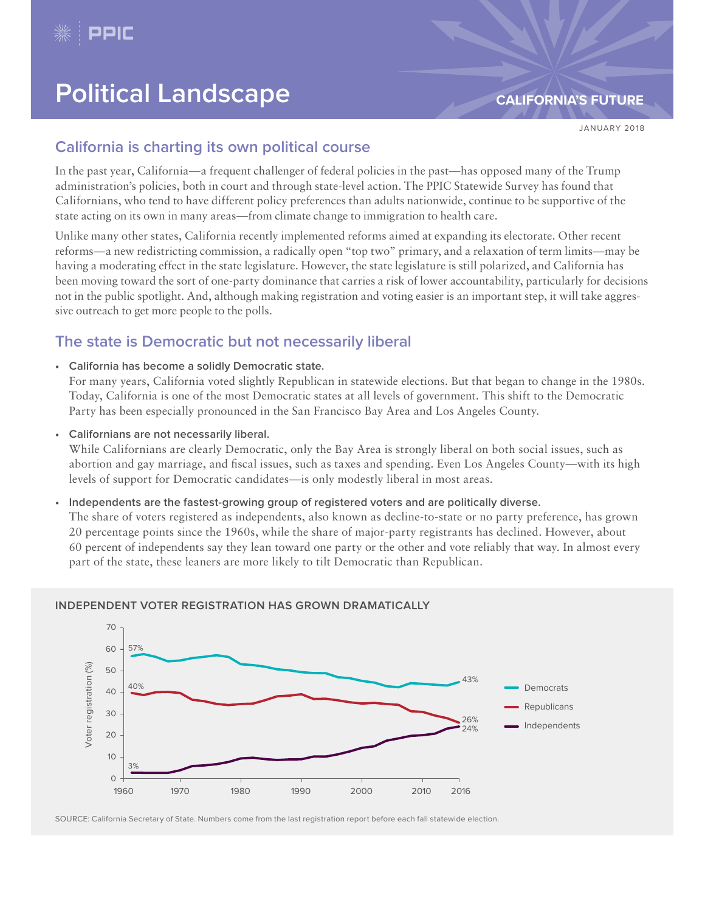# Political Landscape

**CALIFORNIA'S FUTURE**

JANUARY 2018

## California is charting its own political course

In the past year, California—a frequent challenger of federal policies in the past—has opposed many of the Trump administration's policies, both in court and through state-level action. The PPIC Statewide Survey has found that Californians, who tend to have different policy preferences than adults nationwide, continue to be supportive of the state acting on its own in many areas—from climate change to immigration to health care.

Unlike many other states, California recently implemented reforms aimed at expanding its electorate. Other recent reforms—a new redistricting commission, a radically open "top two" primary, and a relaxation of term limits—may be having a moderating effect in the state legislature. However, the state legislature is still polarized, and California has been moving toward the sort of one-party dominance that carries a risk of lower accountability, particularly for decisions not in the public spotlight. And, although making registration and voting easier is an important step, it will take aggressive outreach to get more people to the polls.

## The state is Democratic but not necessarily liberal

- **California has become a solidly Democratic state.**
  For many years, California voted slightly Republican in statewide elections. But that began to change in the 1980s. Today, California is one of the most Democratic states at all levels of government. This shift to the Democratic Party has been especially pronounced in the San Francisco Bay Area and Los Angeles County.

- **Californians are not necessarily liberal.**
  While Californians are clearly Democratic, only the Bay Area is strongly liberal on both social issues, such as abortion and gay marriage, and fiscal issues, such as taxes and spending. Even Los Angeles County—with its high levels of support for Democratic candidates—is only modestly liberal in most areas.

- **Independents are the fastest-growing group of registered voters and are politically diverse.**
  The share of voters registered as independents, also known as decline-to-state or no party preference, has grown 20 percentage points since the 1960s, while the share of major-party registrants has declined. However, about 60 percent of independents say they lean toward one party or the other and vote reliably that way. In almost every part of the state, these leaners are more likely to tilt Democratic than Republican.

### INDEPENDENT VOTER REGISTRATION HAS GROWN DRAMATICALLY

| | Early 1960s | 2016 |
|---|---|---|
| Democrats | 57% | 43% |
| Republicans | 40% | 26% |
| Independents | 3% | 24% |

SOURCE: California Secretary of State. Numbers come from the last registration report before each fall statewide election.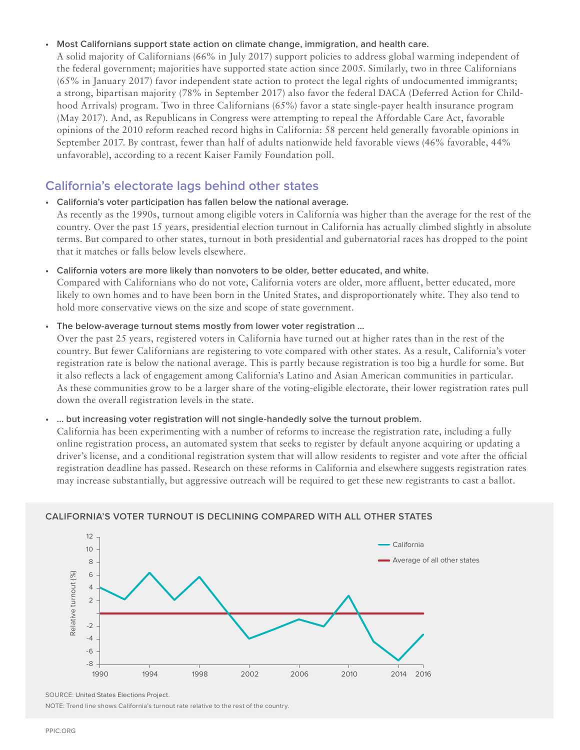- **Most Californians support state action on climate change, immigration, and health care.**
  A solid majority of Californians (66% in July 2017) support policies to address global warming independent of the federal government; majorities have supported state action since 2005. Similarly, two in three Californians (65% in January 2017) favor independent state action to protect the legal rights of undocumented immigrants; a strong, bipartisan majority (78% in September 2017) also favor the federal DACA (Deferred Action for Childhood Arrivals) program. Two in three Californians (65%) favor a state single-payer health insurance program (May 2017). And, as Republicans in Congress were attempting to repeal the Affordable Care Act, favorable opinions of the 2010 reform reached record highs in California: 58 percent held generally favorable opinions in September 2017. By contrast, fewer than half of adults nationwide held favorable views (46% favorable, 44% unfavorable), according to a recent Kaiser Family Foundation poll.

## California's electorate lags behind other states

- **California's voter participation has fallen below the national average.**
  As recently as the 1990s, turnout among eligible voters in California was higher than the average for the rest of the country. Over the past 15 years, presidential election turnout in California has actually climbed slightly in absolute terms. But compared to other states, turnout in both presidential and gubernatorial races has dropped to the point that it matches or falls below levels elsewhere.

- **California voters are more likely than nonvoters to be older, better educated, and white.**
  Compared with Californians who do not vote, California voters are older, more affluent, better educated, more likely to own homes and to have been born in the United States, and disproportionately white. They also tend to hold more conservative views on the size and scope of state government.

- **The below-average turnout stems mostly from lower voter registration …**
  Over the past 25 years, registered voters in California have turned out at higher rates than in the rest of the country. But fewer Californians are registering to vote compared with other states. As a result, California's voter registration rate is below the national average. This is partly because registration is too big a hurdle for some. But it also reflects a lack of engagement among California's Latino and Asian American communities in particular. As these communities grow to be a larger share of the voting-eligible electorate, their lower registration rates pull down the overall registration levels in the state.

- **… but increasing voter registration will not single-handedly solve the turnout problem.**
  California has been experimenting with a number of reforms to increase the registration rate, including a fully online registration process, an automated system that seeks to register by default anyone acquiring or updating a driver's license, and a conditional registration system that will allow residents to register and vote after the official registration deadline has passed. Research on these reforms in California and elsewhere suggests registration rates may increase substantially, but aggressive outreach will be required to get these new registrants to cast a ballot.

**CALIFORNIA'S VOTER TURNOUT IS DECLINING COMPARED WITH ALL OTHER STATES**

SOURCE: United States Elections Project.

NOTE: Trend line shows California's turnout rate relative to the rest of the country.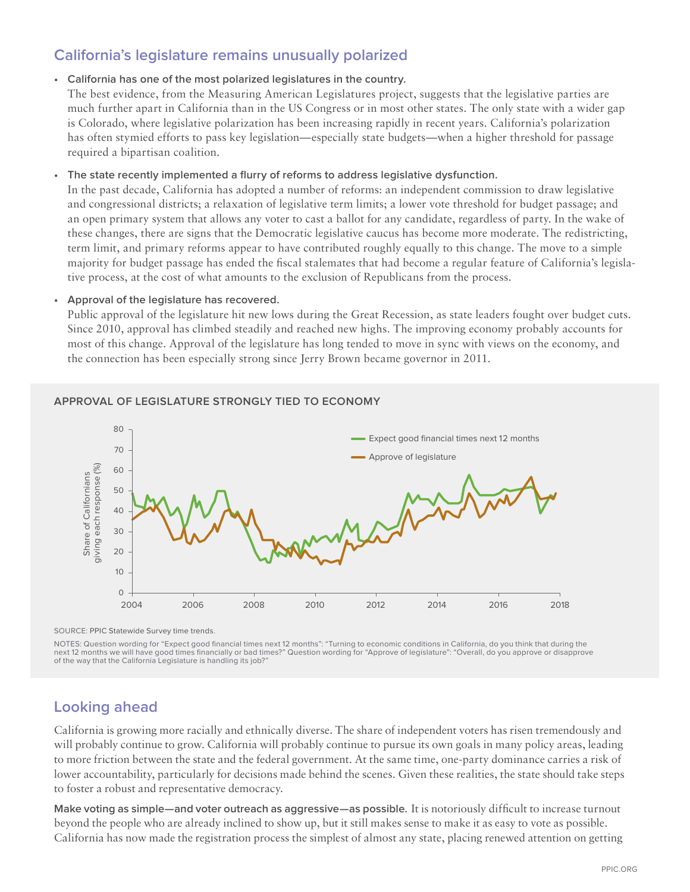## California's legislature remains unusually polarized

- **California has one of the most polarized legislatures in the country.**
  The best evidence, from the Measuring American Legislatures project, suggests that the legislative parties are much further apart in California than in the US Congress or in most other states. The only state with a wider gap is Colorado, where legislative polarization has been increasing rapidly in recent years. California's polarization has often stymied efforts to pass key legislation—especially state budgets—when a higher threshold for passage required a bipartisan coalition.

- **The state recently implemented a flurry of reforms to address legislative dysfunction.**
  In the past decade, California has adopted a number of reforms: an independent commission to draw legislative and congressional districts; a relaxation of legislative term limits; a lower vote threshold for budget passage; and an open primary system that allows any voter to cast a ballot for any candidate, regardless of party. In the wake of these changes, there are signs that the Democratic legislative caucus has become more moderate. The redistricting, term limit, and primary reforms appear to have contributed roughly equally to this change. The move to a simple majority for budget passage has ended the fiscal stalemates that had become a regular feature of California's legislative process, at the cost of what amounts to the exclusion of Republicans from the process.

- **Approval of the legislature has recovered.**
  Public approval of the legislature hit new lows during the Great Recession, as state leaders fought over budget cuts. Since 2010, approval has climbed steadily and reached new highs. The improving economy probably accounts for most of this change. Approval of the legislature has long tended to move in sync with views on the economy, and the connection has been especially strong since Jerry Brown became governor in 2011.

**APPROVAL OF LEGISLATURE STRONGLY TIED TO ECONOMY**

SOURCE: PPIC Statewide Survey time trends.

NOTES: Question wording for "Expect good financial times next 12 months": "Turning to economic conditions in California, do you think that during the next 12 months we will have good times financially or bad times?" Question wording for "Approve of legislature": "Overall, do you approve or disapprove of the way that the California Legislature is handling its job?"

## Looking ahead

California is growing more racially and ethnically diverse. The share of independent voters has risen tremendously and will probably continue to grow. California will probably continue to pursue its own goals in many policy areas, leading to more friction between the state and the federal government. At the same time, one-party dominance carries a risk of lower accountability, particularly for decisions made behind the scenes. Given these realities, the state should take steps to foster a robust and representative democracy.

**Make voting as simple—and voter outreach as aggressive—as possible.** It is notoriously difficult to increase turnout beyond the people who are already inclined to show up, but it still makes sense to make it as easy to vote as possible. California has now made the registration process the simplest of almost any state, placing renewed attention on getting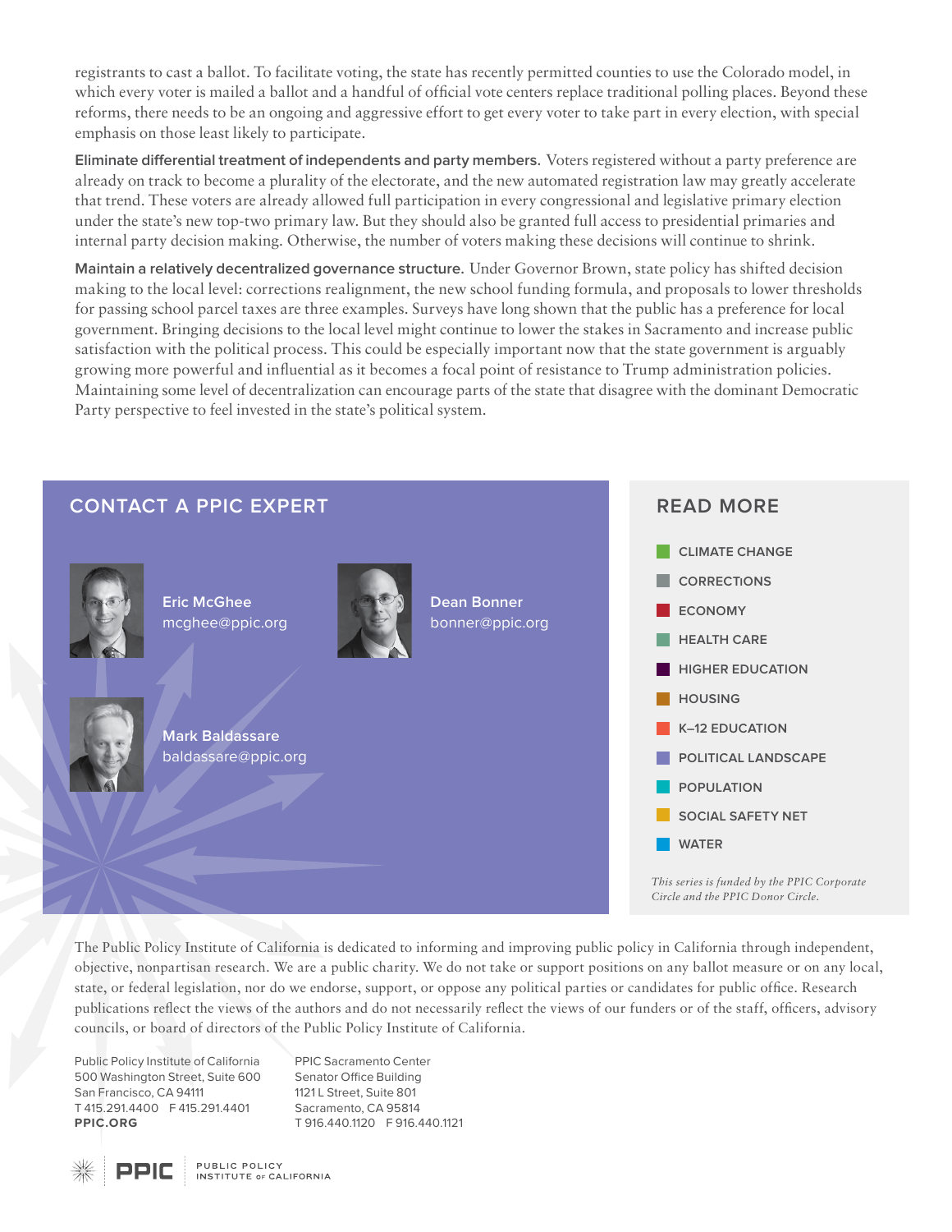registrants to cast a ballot. To facilitate voting, the state has recently permitted counties to use the Colorado model, in which every voter is mailed a ballot and a handful of official vote centers replace traditional polling places. Beyond these reforms, there needs to be an ongoing and aggressive effort to get every voter to take part in every election, with special emphasis on those least likely to participate.

**Eliminate differential treatment of independents and party members.** Voters registered without a party preference are already on track to become a plurality of the electorate, and the new automated registration law may greatly accelerate that trend. These voters are already allowed full participation in every congressional and legislative primary election under the state's new top-two primary law. But they should also be granted full access to presidential primaries and internal party decision making. Otherwise, the number of voters making these decisions will continue to shrink.

**Maintain a relatively decentralized governance structure.** Under Governor Brown, state policy has shifted decision making to the local level: corrections realignment, the new school funding formula, and proposals to lower thresholds for passing school parcel taxes are three examples. Surveys have long shown that the public has a preference for local government. Bringing decisions to the local level might continue to lower the stakes in Sacramento and increase public satisfaction with the political process. This could be especially important now that the state government is arguably growing more powerful and influential as it becomes a focal point of resistance to Trump administration policies. Maintaining some level of decentralization can encourage parts of the state that disagree with the dominant Democratic Party perspective to feel invested in the state's political system.

## CONTACT A PPIC EXPERT

**Eric McGhee**
mcghee@ppic.org

**Dean Bonner**
bonner@ppic.org

**Mark Baldassare**
baldassare@ppic.org

## READ MORE

- CLIMATE CHANGE
- CORRECTIONS
- ECONOMY
- HEALTH CARE
- HIGHER EDUCATION
- HOUSING
- K–12 EDUCATION
- POLITICAL LANDSCAPE
- POPULATION
- SOCIAL SAFETY NET
- WATER

*This series is funded by the PPIC Corporate Circle and the PPIC Donor Circle.*

The Public Policy Institute of California is dedicated to informing and improving public policy in California through independent, objective, nonpartisan research. We are a public charity. We do not take or support positions on any ballot measure or on any local, state, or federal legislation, nor do we endorse, support, or oppose any political parties or candidates for public office. Research publications reflect the views of the authors and do not necessarily reflect the views of our funders or of the staff, officers, advisory councils, or board of directors of the Public Policy Institute of California.

Public Policy Institute of California
500 Washington Street, Suite 600
San Francisco, CA 94111
T 415.291.4400 F 415.291.4401
**PPIC.ORG**

PPIC Sacramento Center
Senator Office Building
1121 L Street, Suite 801
Sacramento, CA 95814
T 916.440.1120 F 916.440.1121

PPIC PUBLIC POLICY INSTITUTE OF CALIFORNIA